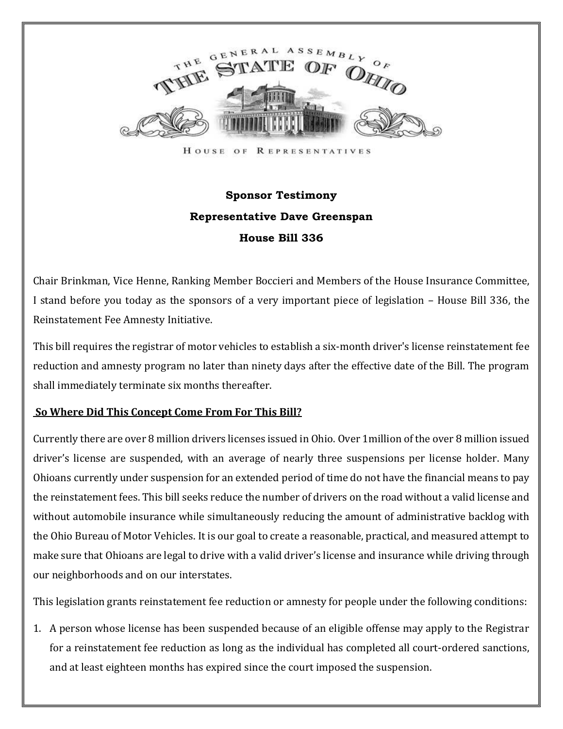THE GENERAL ASSEMBLY OF THE STATE OF OHIO

HOUSE OF REPRESENTATIVES

**Sponsor Testimony**

**Representative Dave Greenspan**

**House Bill 336**

Chair Brinkman, Vice Henne, Ranking Member Boccieri and Members of the House Insurance Committee, I stand before you today as the sponsors of a very important piece of legislation – House Bill 336, the Reinstatement Fee Amnesty Initiative.

This bill requires the registrar of motor vehicles to establish a six-month driver's license reinstatement fee reduction and amnesty program no later than ninety days after the effective date of the Bill. The program shall immediately terminate six months thereafter.

**So Where Did This Concept Come From For This Bill?**

Currently there are over 8 million drivers licenses issued in Ohio. Over 1million of the over 8 million issued driver's license are suspended, with an average of nearly three suspensions per license holder. Many Ohioans currently under suspension for an extended period of time do not have the financial means to pay the reinstatement fees. This bill seeks reduce the number of drivers on the road without a valid license and without automobile insurance while simultaneously reducing the amount of administrative backlog with the Ohio Bureau of Motor Vehicles. It is our goal to create a reasonable, practical, and measured attempt to make sure that Ohioans are legal to drive with a valid driver's license and insurance while driving through our neighborhoods and on our interstates.

This legislation grants reinstatement fee reduction or amnesty for people under the following conditions:

1. A person whose license has been suspended because of an eligible offense may apply to the Registrar for a reinstatement fee reduction as long as the individual has completed all court-ordered sanctions, and at least eighteen months has expired since the court imposed the suspension.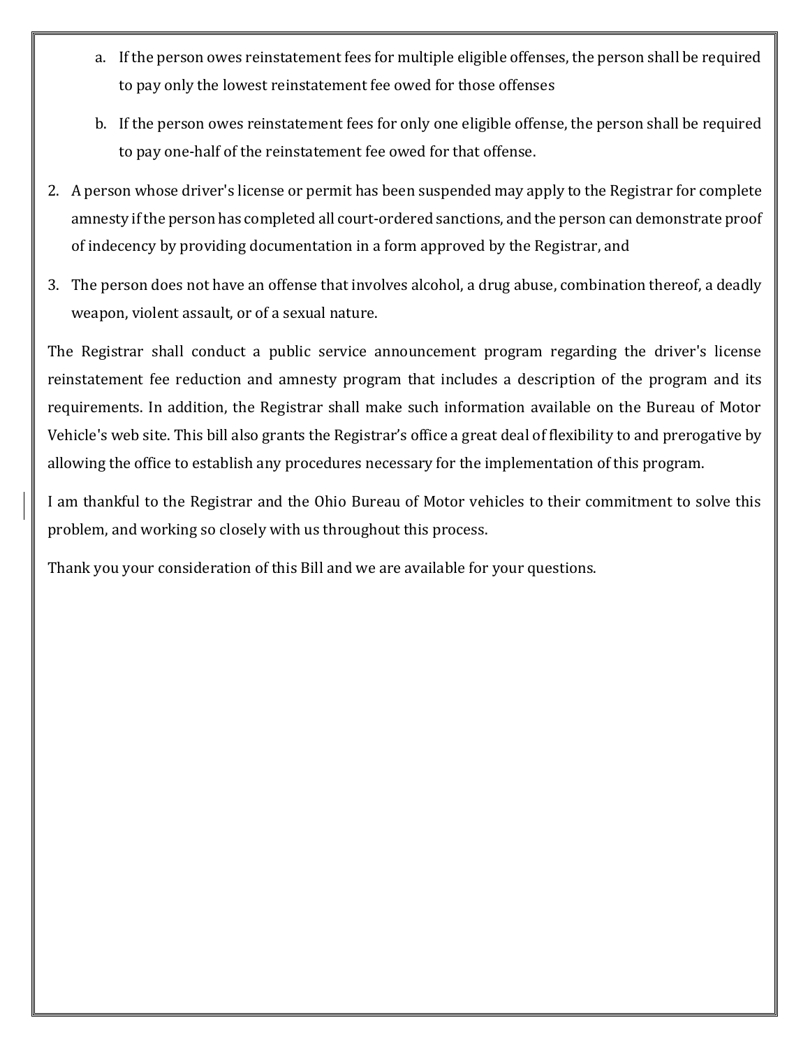a. If the person owes reinstatement fees for multiple eligible offenses, the person shall be required to pay only the lowest reinstatement fee owed for those offenses

b. If the person owes reinstatement fees for only one eligible offense, the person shall be required to pay one-half of the reinstatement fee owed for that offense.

2. A person whose driver's license or permit has been suspended may apply to the Registrar for complete amnesty if the person has completed all court-ordered sanctions, and the person can demonstrate proof of indecency by providing documentation in a form approved by the Registrar, and

3. The person does not have an offense that involves alcohol, a drug abuse, combination thereof, a deadly weapon, violent assault, or of a sexual nature.

The Registrar shall conduct a public service announcement program regarding the driver's license reinstatement fee reduction and amnesty program that includes a description of the program and its requirements. In addition, the Registrar shall make such information available on the Bureau of Motor Vehicle's web site. This bill also grants the Registrar's office a great deal of flexibility to and prerogative by allowing the office to establish any procedures necessary for the implementation of this program.

I am thankful to the Registrar and the Ohio Bureau of Motor vehicles to their commitment to solve this problem, and working so closely with us throughout this process.

Thank you your consideration of this Bill and we are available for your questions.